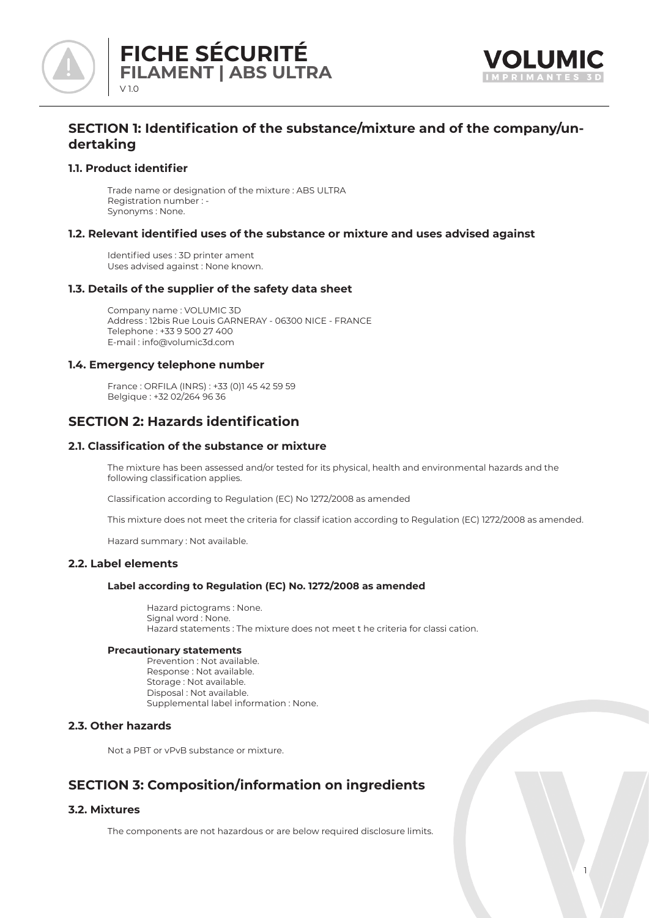# FICHE SÉCURITÉ
## FILAMENT | ABS ULTRA
V 1.0

## SECTION 1: Identification of the substance/mixture and of the company/undertaking

### 1.1. Product identifier

Trade name or designation of the mixture : ABS ULTRA
Registration number : -
Synonyms : None.

### 1.2. Relevant identified uses of the substance or mixture and uses advised against

Identified uses : 3D printer ament
Uses advised against : None known.

### 1.3. Details of the supplier of the safety data sheet

Company name : VOLUMIC 3D
Address : 12bis Rue Louis GARNERAY - 06300 NICE - FRANCE
Telephone : +33 9 500 27 400
E-mail : info@volumic3d.com

### 1.4. Emergency telephone number

France : ORFILA (INRS) : +33 (0)1 45 42 59 59
Belgique : +32 02/264 96 36

## SECTION 2: Hazards identification

### 2.1. Classification of the substance or mixture

The mixture has been assessed and/or tested for its physical, health and environmental hazards and the following classification applies.

Classification according to Regulation (EC) No 1272/2008 as amended

This mixture does not meet the criteria for classif ication according to Regulation (EC) 1272/2008 as amended.

Hazard summary : Not available.

### 2.2. Label elements

**Label according to Regulation (EC) No. 1272/2008 as amended**

Hazard pictograms : None.
Signal word : None.
Hazard statements : The mixture does not meet t he criteria for classi cation.

**Precautionary statements**

Prevention : Not available.
Response : Not available.
Storage : Not available.
Disposal : Not available.
Supplemental label information : None.

### 2.3. Other hazards

Not a PBT or vPvB substance or mixture.

## SECTION 3: Composition/information on ingredients

### 3.2. Mixtures

The components are not hazardous or are below required disclosure limits.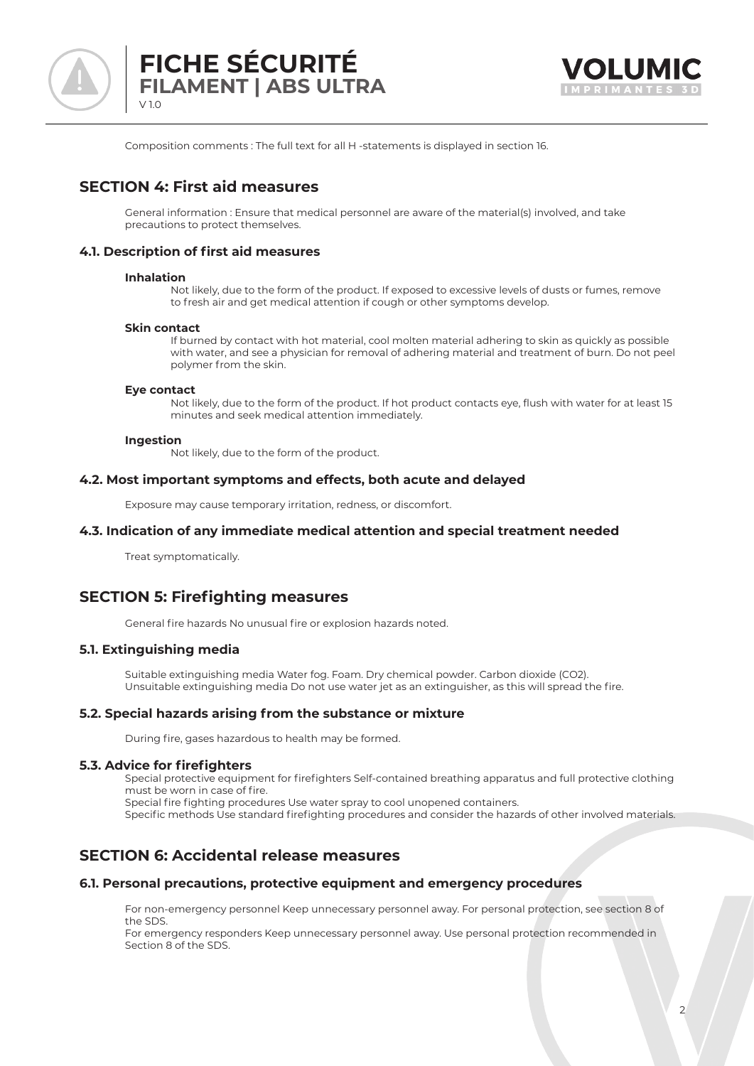Composition comments : The full text for all H -statements is displayed in section 16.

## SECTION 4: First aid measures

General information : Ensure that medical personnel are aware of the material(s) involved, and take precautions to protect themselves.

### 4.1. Description of first aid measures

**Inhalation**

Not likely, due to the form of the product. If exposed to excessive levels of dusts or fumes, remove to fresh air and get medical attention if cough or other symptoms develop.

**Skin contact**

If burned by contact with hot material, cool molten material adhering to skin as quickly as possible with water, and see a physician for removal of adhering material and treatment of burn. Do not peel polymer from the skin.

**Eye contact**

Not likely, due to the form of the product. If hot product contacts eye, flush with water for at least 15 minutes and seek medical attention immediately.

**Ingestion**

Not likely, due to the form of the product.

### 4.2. Most important symptoms and effects, both acute and delayed

Exposure may cause temporary irritation, redness, or discomfort.

### 4.3. Indication of any immediate medical attention and special treatment needed

Treat symptomatically.

## SECTION 5: Firefighting measures

General fire hazards No unusual fire or explosion hazards noted.

### 5.1. Extinguishing media

Suitable extinguishing media Water fog. Foam. Dry chemical powder. Carbon dioxide ($CO_2$).
Unsuitable extinguishing media Do not use water jet as an extinguisher, as this will spread the fire.

### 5.2. Special hazards arising from the substance or mixture

During fire, gases hazardous to health may be formed.

### 5.3. Advice for firefighters

Special protective equipment for firefighters Self-contained breathing apparatus and full protective clothing must be worn in case of fire.
Special fire fighting procedures Use water spray to cool unopened containers.
Specific methods Use standard firefighting procedures and consider the hazards of other involved materials.

## SECTION 6: Accidental release measures

### 6.1. Personal precautions, protective equipment and emergency procedures

For non-emergency personnel Keep unnecessary personnel away. For personal protection, see section 8 of the SDS.
For emergency responders Keep unnecessary personnel away. Use personal protection recommended in Section 8 of the SDS.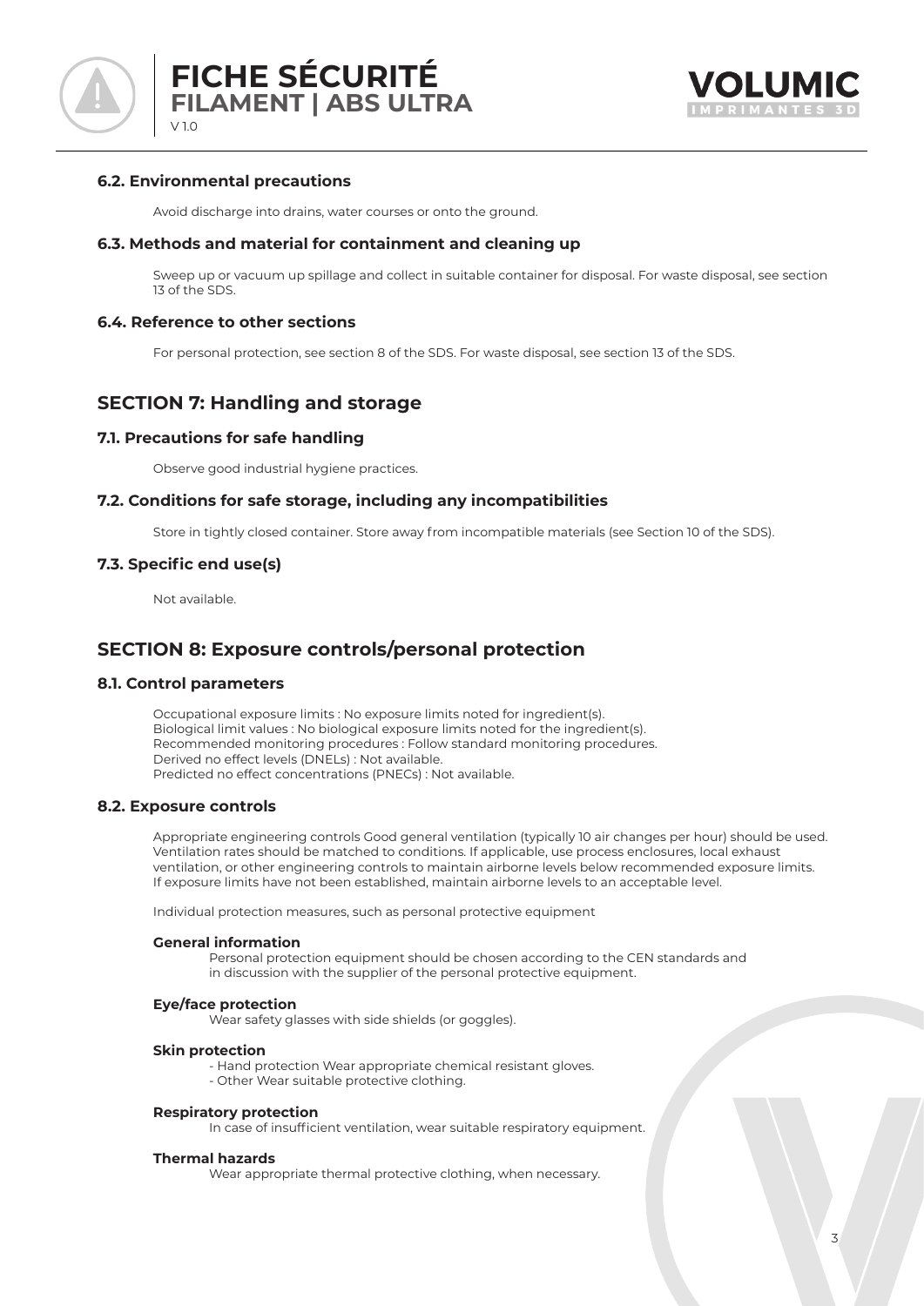### 6.2. Environmental precautions

Avoid discharge into drains, water courses or onto the ground.

### 6.3. Methods and material for containment and cleaning up

Sweep up or vacuum up spillage and collect in suitable container for disposal. For waste disposal, see section 13 of the SDS.

### 6.4. Reference to other sections

For personal protection, see section 8 of the SDS. For waste disposal, see section 13 of the SDS.

## SECTION 7: Handling and storage

### 7.1. Precautions for safe handling

Observe good industrial hygiene practices.

### 7.2. Conditions for safe storage, including any incompatibilities

Store in tightly closed container. Store away from incompatible materials (see Section 10 of the SDS).

### 7.3. Specific end use(s)

Not available.

## SECTION 8: Exposure controls/personal protection

### 8.1. Control parameters

Occupational exposure limits : No exposure limits noted for ingredient(s).
Biological limit values : No biological exposure limits noted for the ingredient(s).
Recommended monitoring procedures : Follow standard monitoring procedures.
Derived no effect levels (DNELs) : Not available.
Predicted no effect concentrations (PNECs) : Not available.

### 8.2. Exposure controls

Appropriate engineering controls Good general ventilation (typically 10 air changes per hour) should be used. Ventilation rates should be matched to conditions. If applicable, use process enclosures, local exhaust ventilation, or other engineering controls to maintain airborne levels below recommended exposure limits. If exposure limits have not been established, maintain airborne levels to an acceptable level.

Individual protection measures, such as personal protective equipment

**General information**

Personal protection equipment should be chosen according to the CEN standards and in discussion with the supplier of the personal protective equipment.

**Eye/face protection**

Wear safety glasses with side shields (or goggles).

**Skin protection**

- Hand protection Wear appropriate chemical resistant gloves.
- Other Wear suitable protective clothing.

**Respiratory protection**

In case of insufficient ventilation, wear suitable respiratory equipment.

**Thermal hazards**

Wear appropriate thermal protective clothing, when necessary.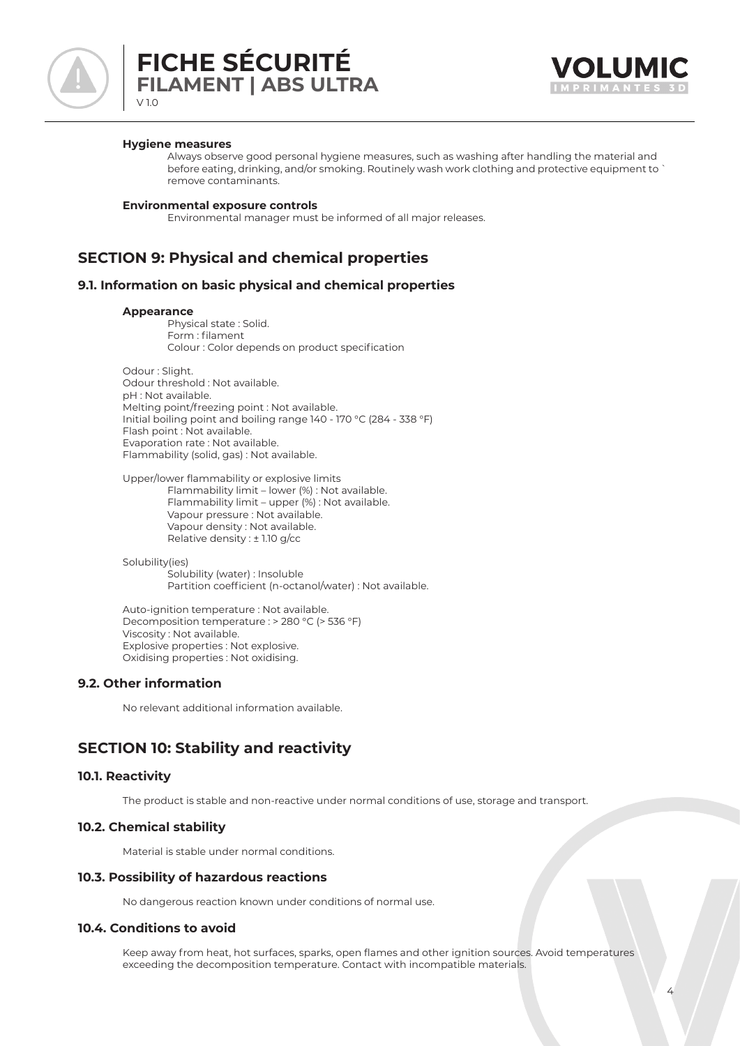**Hygiene measures**

Always observe good personal hygiene measures, such as washing after handling the material and before eating, drinking, and/or smoking. Routinely wash work clothing and protective equipment to ` remove contaminants.

**Environmental exposure controls**

Environmental manager must be informed of all major releases.

## SECTION 9: Physical and chemical properties

### 9.1. Information on basic physical and chemical properties

**Appearance**

Physical state : Solid.
Form : filament
Colour : Color depends on product specification

Odour : Slight.
Odour threshold : Not available.
pH : Not available.
Melting point/freezing point : Not available.
Initial boiling point and boiling range 140 - 170 °C (284 - 338 °F)
Flash point : Not available.
Evaporation rate : Not available.
Flammability (solid, gas) : Not available.

Upper/lower flammability or explosive limits

Flammability limit – lower (%) : Not available.
Flammability limit – upper (%) : Not available.
Vapour pressure : Not available.
Vapour density : Not available.
Relative density : ± 1.10 g/cc

Solubility(ies)

Solubility (water) : Insoluble
Partition coefficient (n-octanol/water) : Not available.

Auto-ignition temperature : Not available.
Decomposition temperature : > 280 °C (> 536 °F)
Viscosity : Not available.
Explosive properties : Not explosive.
Oxidising properties : Not oxidising.

### 9.2. Other information

No relevant additional information available.

## SECTION 10: Stability and reactivity

### 10.1. Reactivity

The product is stable and non-reactive under normal conditions of use, storage and transport.

### 10.2. Chemical stability

Material is stable under normal conditions.

### 10.3. Possibility of hazardous reactions

No dangerous reaction known under conditions of normal use.

### 10.4. Conditions to avoid

Keep away from heat, hot surfaces, sparks, open flames and other ignition sources. Avoid temperatures exceeding the decomposition temperature. Contact with incompatible materials.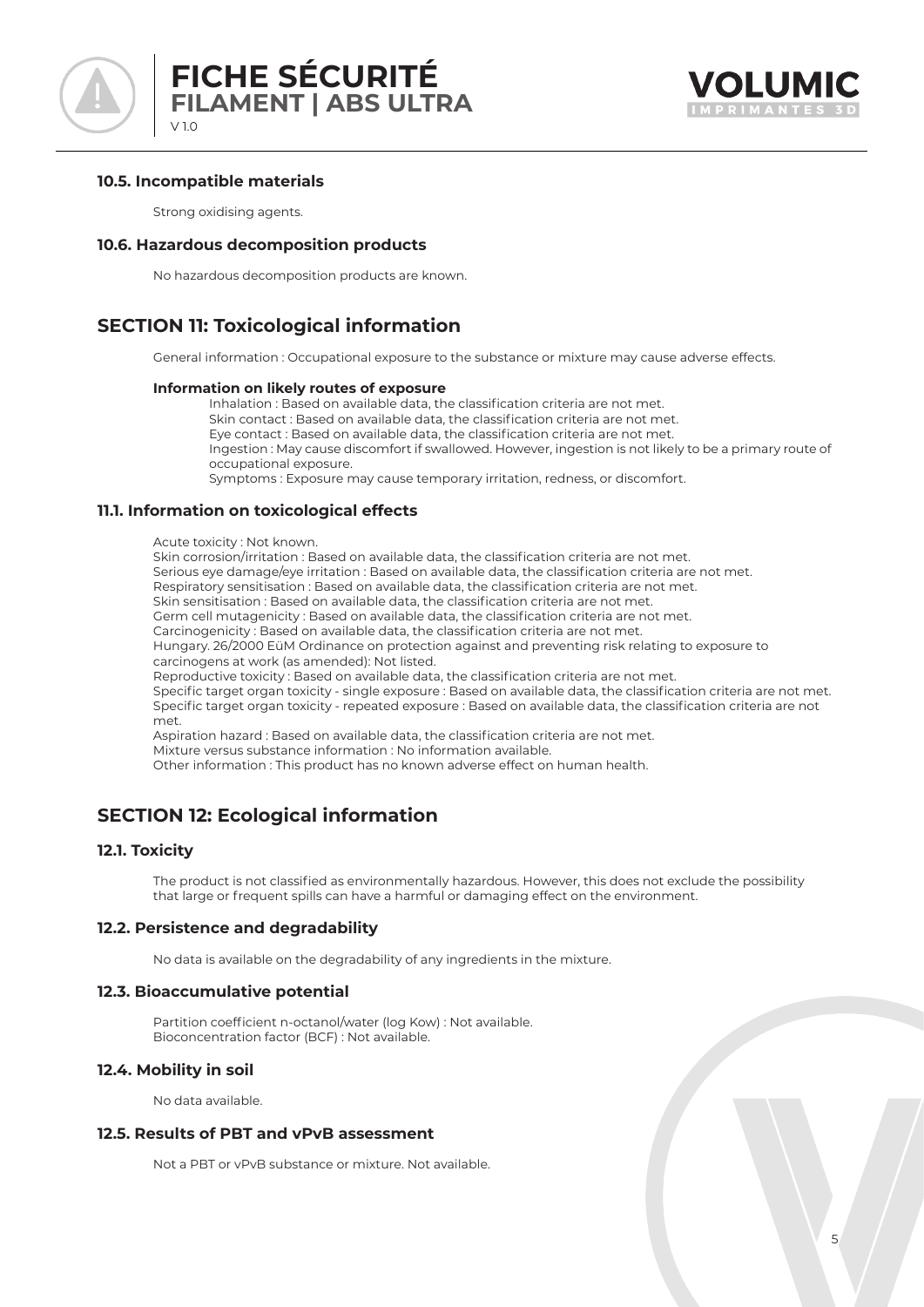### 10.5. Incompatible materials

Strong oxidising agents.

### 10.6. Hazardous decomposition products

No hazardous decomposition products are known.

## SECTION 11: Toxicological information

General information : Occupational exposure to the substance or mixture may cause adverse effects.

**Information on likely routes of exposure**

Inhalation : Based on available data, the classification criteria are not met.
Skin contact : Based on available data, the classification criteria are not met.
Eye contact : Based on available data, the classification criteria are not met.
Ingestion : May cause discomfort if swallowed. However, ingestion is not likely to be a primary route of occupational exposure.
Symptoms : Exposure may cause temporary irritation, redness, or discomfort.

### 11.1. Information on toxicological effects

Acute toxicity : Not known.
Skin corrosion/irritation : Based on available data, the classification criteria are not met.
Serious eye damage/eye irritation : Based on available data, the classification criteria are not met.
Respiratory sensitisation : Based on available data, the classification criteria are not met.
Skin sensitisation : Based on available data, the classification criteria are not met.
Germ cell mutagenicity : Based on available data, the classification criteria are not met.
Carcinogenicity : Based on available data, the classification criteria are not met.
Hungary. 26/2000 EüM Ordinance on protection against and preventing risk relating to exposure to carcinogens at work (as amended): Not listed.
Reproductive toxicity : Based on available data, the classification criteria are not met.
Specific target organ toxicity - single exposure : Based on available data, the classification criteria are not met.
Specific target organ toxicity - repeated exposure : Based on available data, the classification criteria are not met.
Aspiration hazard : Based on available data, the classification criteria are not met.
Mixture versus substance information : No information available.
Other information : This product has no known adverse effect on human health.

## SECTION 12: Ecological information

### 12.1. Toxicity

The product is not classified as environmentally hazardous. However, this does not exclude the possibility that large or frequent spills can have a harmful or damaging effect on the environment.

### 12.2. Persistence and degradability

No data is available on the degradability of any ingredients in the mixture.

### 12.3. Bioaccumulative potential

Partition coefficient n-octanol/water (log Kow) : Not available.
Bioconcentration factor (BCF) : Not available.

### 12.4. Mobility in soil

No data available.

### 12.5. Results of PBT and vPvB assessment

Not a PBT or vPvB substance or mixture. Not available.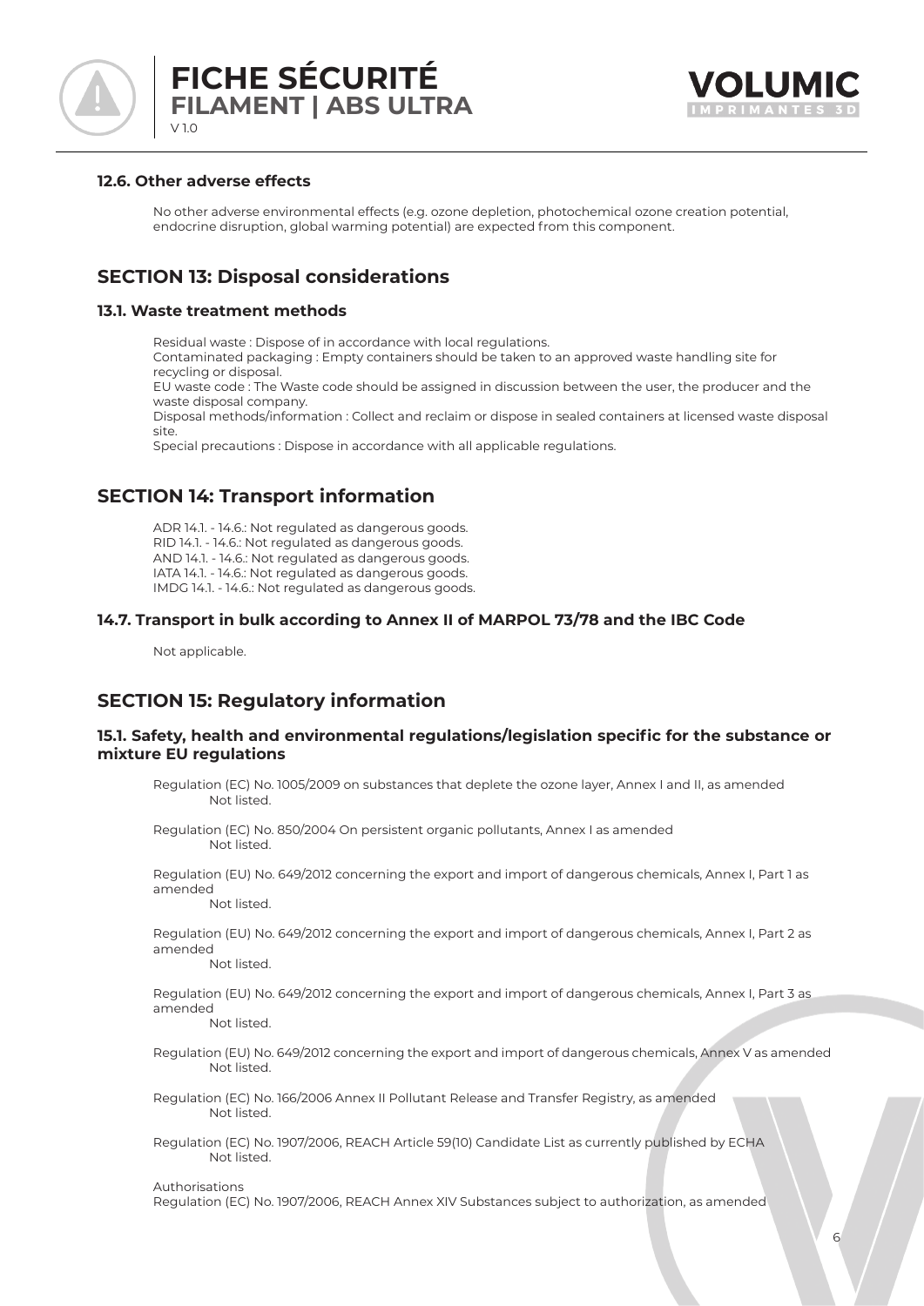### 12.6. Other adverse effects

No other adverse environmental effects (e.g. ozone depletion, photochemical ozone creation potential, endocrine disruption, global warming potential) are expected from this component.

## SECTION 13: Disposal considerations

### 13.1. Waste treatment methods

Residual waste : Dispose of in accordance with local regulations.
Contaminated packaging : Empty containers should be taken to an approved waste handling site for recycling or disposal.
EU waste code : The Waste code should be assigned in discussion between the user, the producer and the waste disposal company.
Disposal methods/information : Collect and reclaim or dispose in sealed containers at licensed waste disposal site.
Special precautions : Dispose in accordance with all applicable regulations.

## SECTION 14: Transport information

ADR 14.1. - 14.6.: Not regulated as dangerous goods.
RID 14.1. - 14.6.: Not regulated as dangerous goods.
AND 14.1. - 14.6.: Not regulated as dangerous goods.
IATA 14.1. - 14.6.: Not regulated as dangerous goods.
IMDG 14.1. - 14.6.: Not regulated as dangerous goods.

### 14.7. Transport in bulk according to Annex II of MARPOL 73/78 and the IBC Code

Not applicable.

## SECTION 15: Regulatory information

### 15.1. Safety, health and environmental regulations/legislation specific for the substance or mixture EU regulations

Regulation (EC) No. 1005/2009 on substances that deplete the ozone layer, Annex I and II, as amended
Not listed.

Regulation (EC) No. 850/2004 On persistent organic pollutants, Annex I as amended
Not listed.

Regulation (EU) No. 649/2012 concerning the export and import of dangerous chemicals, Annex I, Part 1 as amended
Not listed.

Regulation (EU) No. 649/2012 concerning the export and import of dangerous chemicals, Annex I, Part 2 as amended
Not listed.

Regulation (EU) No. 649/2012 concerning the export and import of dangerous chemicals, Annex I, Part 3 as amended
Not listed.

Regulation (EU) No. 649/2012 concerning the export and import of dangerous chemicals, Annex V as amended
Not listed.

Regulation (EC) No. 166/2006 Annex II Pollutant Release and Transfer Registry, as amended
Not listed.

Regulation (EC) No. 1907/2006, REACH Article 59(10) Candidate List as currently published by ECHA
Not listed.

Authorisations
Regulation (EC) No. 1907/2006, REACH Annex XIV Substances subject to authorization, as amended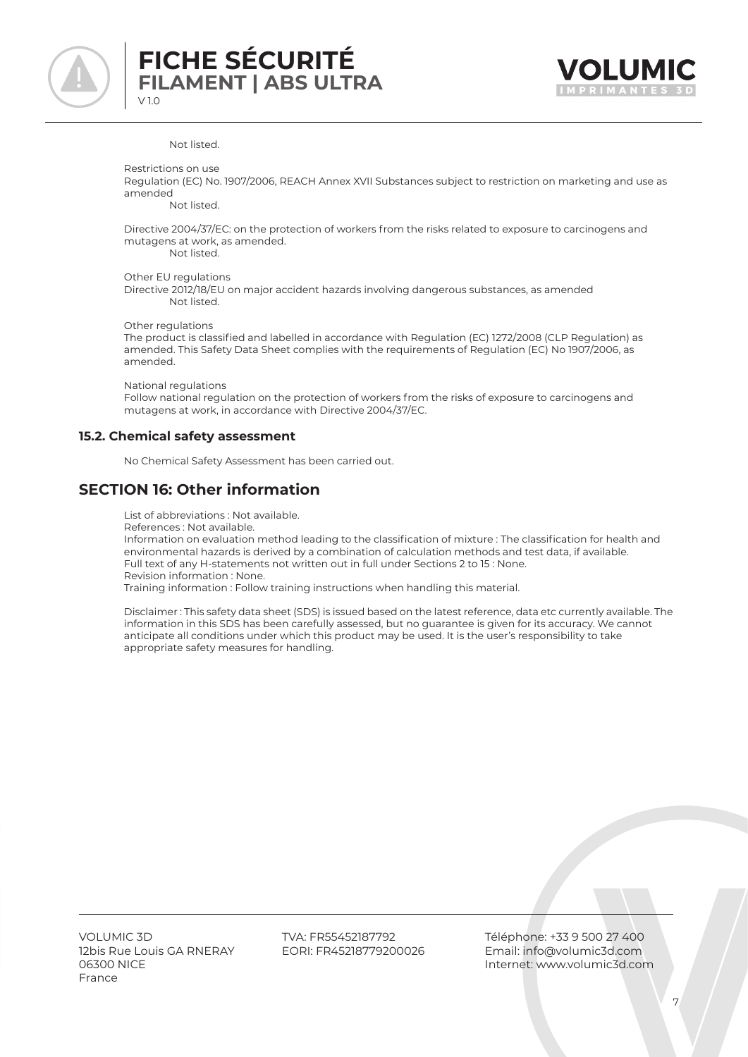Not listed.

Restrictions on use

Regulation (EC) No. 1907/2006, REACH Annex XVII Substances subject to restriction on marketing and use as amended

Not listed.

Directive 2004/37/EC: on the protection of workers from the risks related to exposure to carcinogens and mutagens at work, as amended.

Not listed.

Other EU regulations

Directive 2012/18/EU on major accident hazards involving dangerous substances, as amended

Not listed.

Other regulations

The product is classified and labelled in accordance with Regulation (EC) 1272/2008 (CLP Regulation) as amended. This Safety Data Sheet complies with the requirements of Regulation (EC) No 1907/2006, as amended.

National regulations

Follow national regulation on the protection of workers from the risks of exposure to carcinogens and mutagens at work, in accordance with Directive 2004/37/EC.

### 15.2. Chemical safety assessment

No Chemical Safety Assessment has been carried out.

## SECTION 16: Other information

List of abbreviations : Not available.
References : Not available.
Information on evaluation method leading to the classification of mixture : The classification for health and environmental hazards is derived by a combination of calculation methods and test data, if available.
Full text of any H-statements not written out in full under Sections 2 to 15 : None.
Revision information : None.
Training information : Follow training instructions when handling this material.

Disclaimer : This safety data sheet (SDS) is issued based on the latest reference, data etc currently available. The information in this SDS has been carefully assessed, but no guarantee is given for its accuracy. We cannot anticipate all conditions under which this product may be used. It is the user's responsibility to take appropriate safety measures for handling.